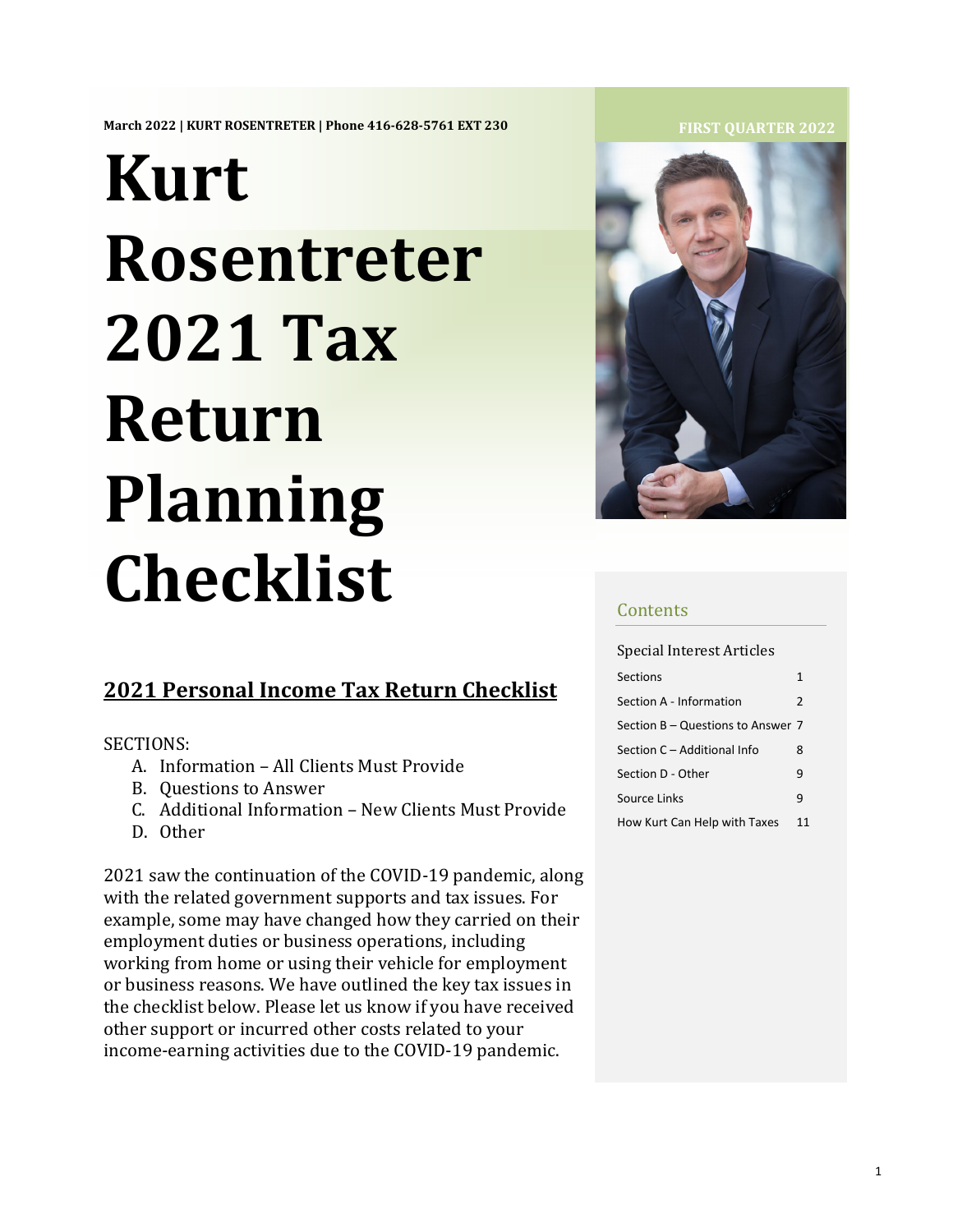March 2022 | KURT ROSENTRETER | Phone 416-628-5761 EXT 230

FIRST QUARTER 2022

# Kurt Rosentreter 2021 Tax Return Planning Checklist

## 2021 Personal Income Tax Return Checklist

SECTIONS:

- A. Information – All Clients Must Provide
- B. Questions to Answer
- C. Additional Information – New Clients Must Provide
- D. Other

2021 saw the continuation of the COVID-19 pandemic, along with the related government supports and tax issues. For example, some may have changed how they carried on their employment duties or business operations, including working from home or using their vehicle for employment or business reasons. We have outlined the key tax issues in the checklist below. Please let us know if you have received other support or incurred other costs related to your income-earning activities due to the COVID-19 pandemic.

### Contents

Special Interest Articles

| | |
|---|---|
| Sections | 1 |
| Section A - Information | 2 |
| Section B – Questions to Answer | 7 |
| Section C – Additional Info | 8 |
| Section D - Other | 9 |
| Source Links | 9 |
| How Kurt Can Help with Taxes | 11 |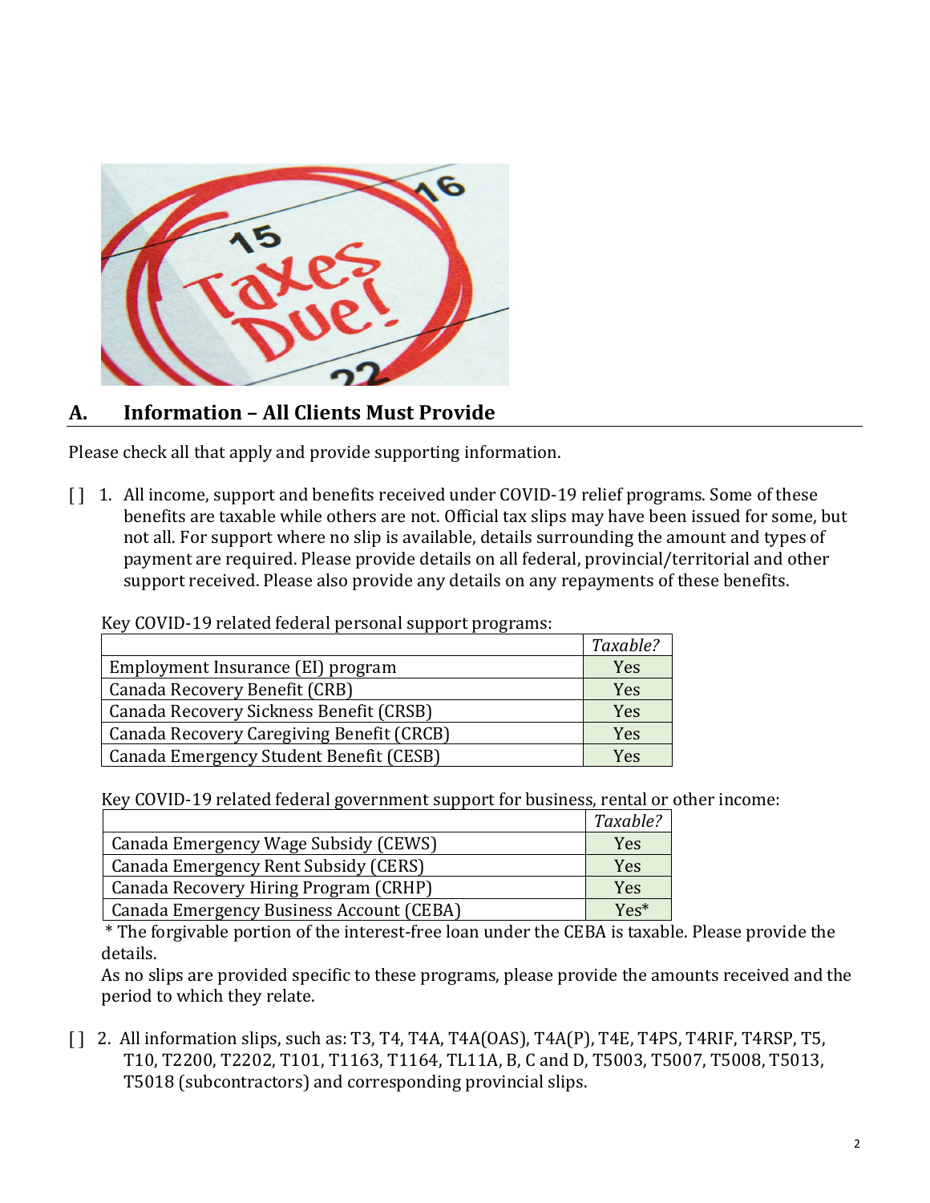## A. Information – All Clients Must Provide

Please check all that apply and provide supporting information.

[ ] 1. All income, support and benefits received under COVID-19 relief programs. Some of these benefits are taxable while others are not. Official tax slips may have been issued for some, but not all. For support where no slip is available, details surrounding the amount and types of payment are required. Please provide details on all federal, provincial/territorial and other support received. Please also provide any details on any repayments of these benefits.

Key COVID-19 related federal personal support programs:

| | *Taxable?* |
|---|---|
| Employment Insurance (EI) program | Yes |
| Canada Recovery Benefit (CRB) | Yes |
| Canada Recovery Sickness Benefit (CRSB) | Yes |
| Canada Recovery Caregiving Benefit (CRCB) | Yes |
| Canada Emergency Student Benefit (CESB) | Yes |

Key COVID-19 related federal government support for business, rental or other income:

| | *Taxable?* |
|---|---|
| Canada Emergency Wage Subsidy (CEWS) | Yes |
| Canada Emergency Rent Subsidy (CERS) | Yes |
| Canada Recovery Hiring Program (CRHP) | Yes |
| Canada Emergency Business Account (CEBA) | Yes* |

\* The forgivable portion of the interest-free loan under the CEBA is taxable. Please provide the details.

As no slips are provided specific to these programs, please provide the amounts received and the period to which they relate.

[ ] 2. All information slips, such as: T3, T4, T4A, T4A(OAS), T4A(P), T4E, T4PS, T4RIF, T4RSP, T5, T10, T2200, T2202, T101, T1163, T1164, TL11A, B, C and D, T5003, T5007, T5008, T5013, T5018 (subcontractors) and corresponding provincial slips.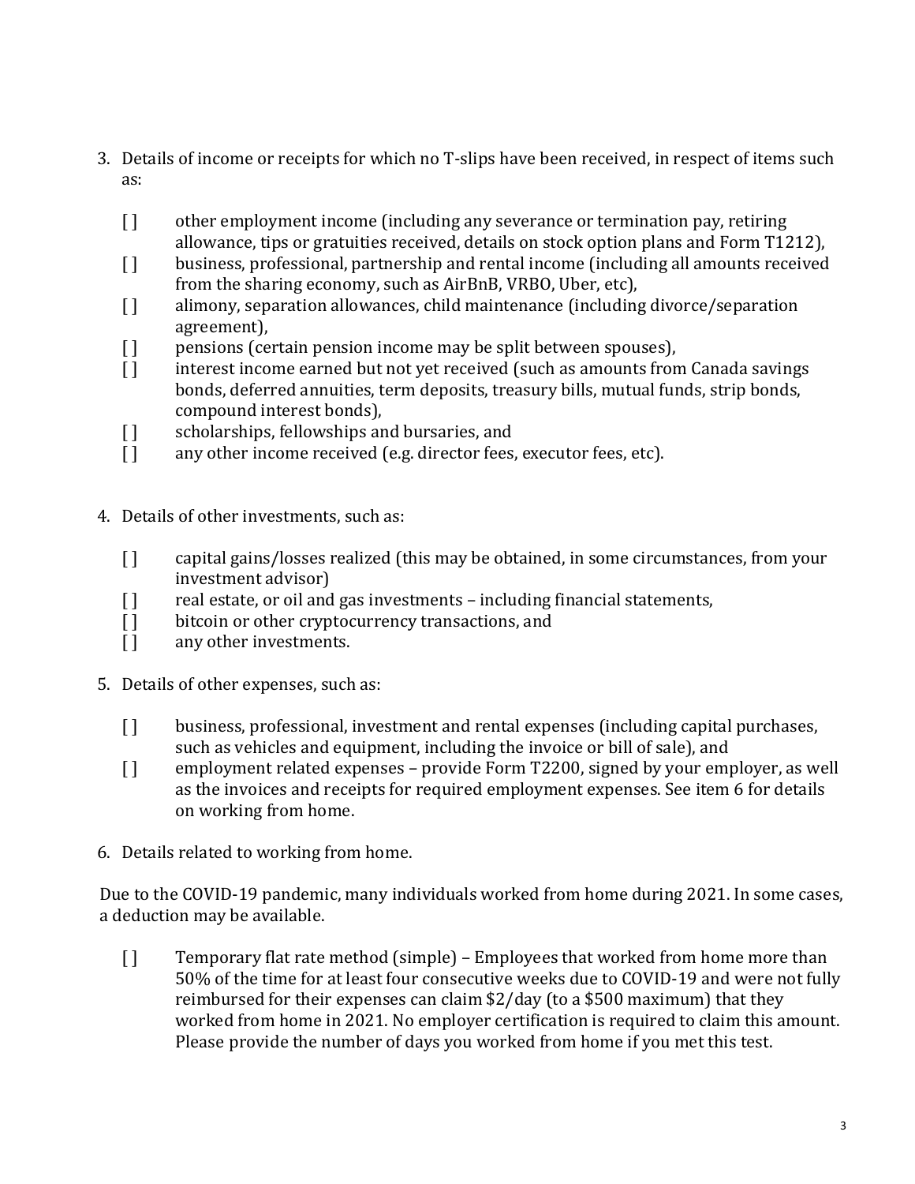3. Details of income or receipts for which no T-slips have been received, in respect of items such as:

    [ ] other employment income (including any severance or termination pay, retiring allowance, tips or gratuities received, details on stock option plans and Form T1212),
    [ ] business, professional, partnership and rental income (including all amounts received from the sharing economy, such as AirBnB, VRBO, Uber, etc),
    [ ] alimony, separation allowances, child maintenance (including divorce/separation agreement),
    [ ] pensions (certain pension income may be split between spouses),
    [ ] interest income earned but not yet received (such as amounts from Canada savings bonds, deferred annuities, term deposits, treasury bills, mutual funds, strip bonds, compound interest bonds),
    [ ] scholarships, fellowships and bursaries, and
    [ ] any other income received (e.g. director fees, executor fees, etc).

4. Details of other investments, such as:

    [ ] capital gains/losses realized (this may be obtained, in some circumstances, from your investment advisor)
    [ ] real estate, or oil and gas investments – including financial statements,
    [ ] bitcoin or other cryptocurrency transactions, and
    [ ] any other investments.

5. Details of other expenses, such as:

    [ ] business, professional, investment and rental expenses (including capital purchases, such as vehicles and equipment, including the invoice or bill of sale), and
    [ ] employment related expenses – provide Form T2200, signed by your employer, as well as the invoices and receipts for required employment expenses. See item 6 for details on working from home.

6. Details related to working from home.

Due to the COVID-19 pandemic, many individuals worked from home during 2021. In some cases, a deduction may be available.

[ ] Temporary flat rate method (simple) – Employees that worked from home more than 50% of the time for at least four consecutive weeks due to COVID-19 and were not fully reimbursed for their expenses can claim $2/day (to a $500 maximum) that they worked from home in 2021. No employer certification is required to claim this amount. Please provide the number of days you worked from home if you met this test.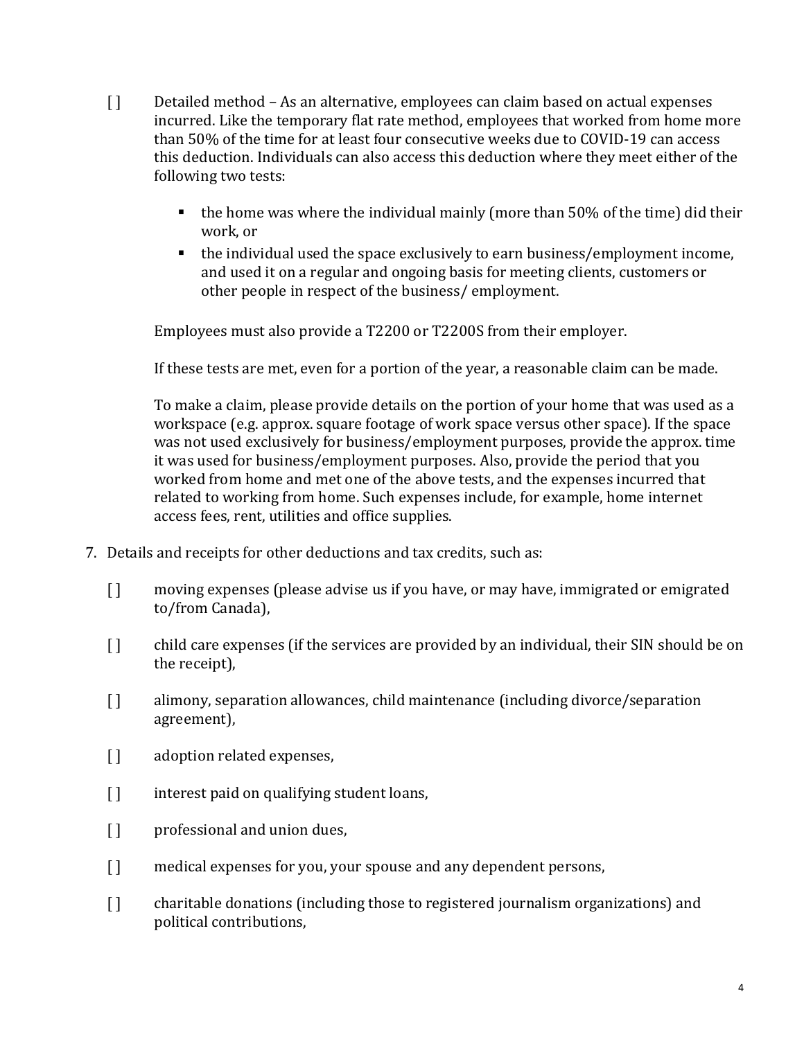[ ] Detailed method – As an alternative, employees can claim based on actual expenses incurred. Like the temporary flat rate method, employees that worked from home more than 50% of the time for at least four consecutive weeks due to COVID-19 can access this deduction. Individuals can also access this deduction where they meet either of the following two tests:

- the home was where the individual mainly (more than 50% of the time) did their work, or
- the individual used the space exclusively to earn business/employment income, and used it on a regular and ongoing basis for meeting clients, customers or other people in respect of the business/ employment.

Employees must also provide a T2200 or T2200S from their employer.

If these tests are met, even for a portion of the year, a reasonable claim can be made.

To make a claim, please provide details on the portion of your home that was used as a workspace (e.g. approx. square footage of work space versus other space). If the space was not used exclusively for business/employment purposes, provide the approx. time it was used for business/employment purposes. Also, provide the period that you worked from home and met one of the above tests, and the expenses incurred that related to working from home. Such expenses include, for example, home internet access fees, rent, utilities and office supplies.

7. Details and receipts for other deductions and tax credits, such as:

[ ] moving expenses (please advise us if you have, or may have, immigrated or emigrated to/from Canada),

[ ] child care expenses (if the services are provided by an individual, their SIN should be on the receipt),

[ ] alimony, separation allowances, child maintenance (including divorce/separation agreement),

[ ] adoption related expenses,

[ ] interest paid on qualifying student loans,

[ ] professional and union dues,

[ ] medical expenses for you, your spouse and any dependent persons,

[ ] charitable donations (including those to registered journalism organizations) and political contributions,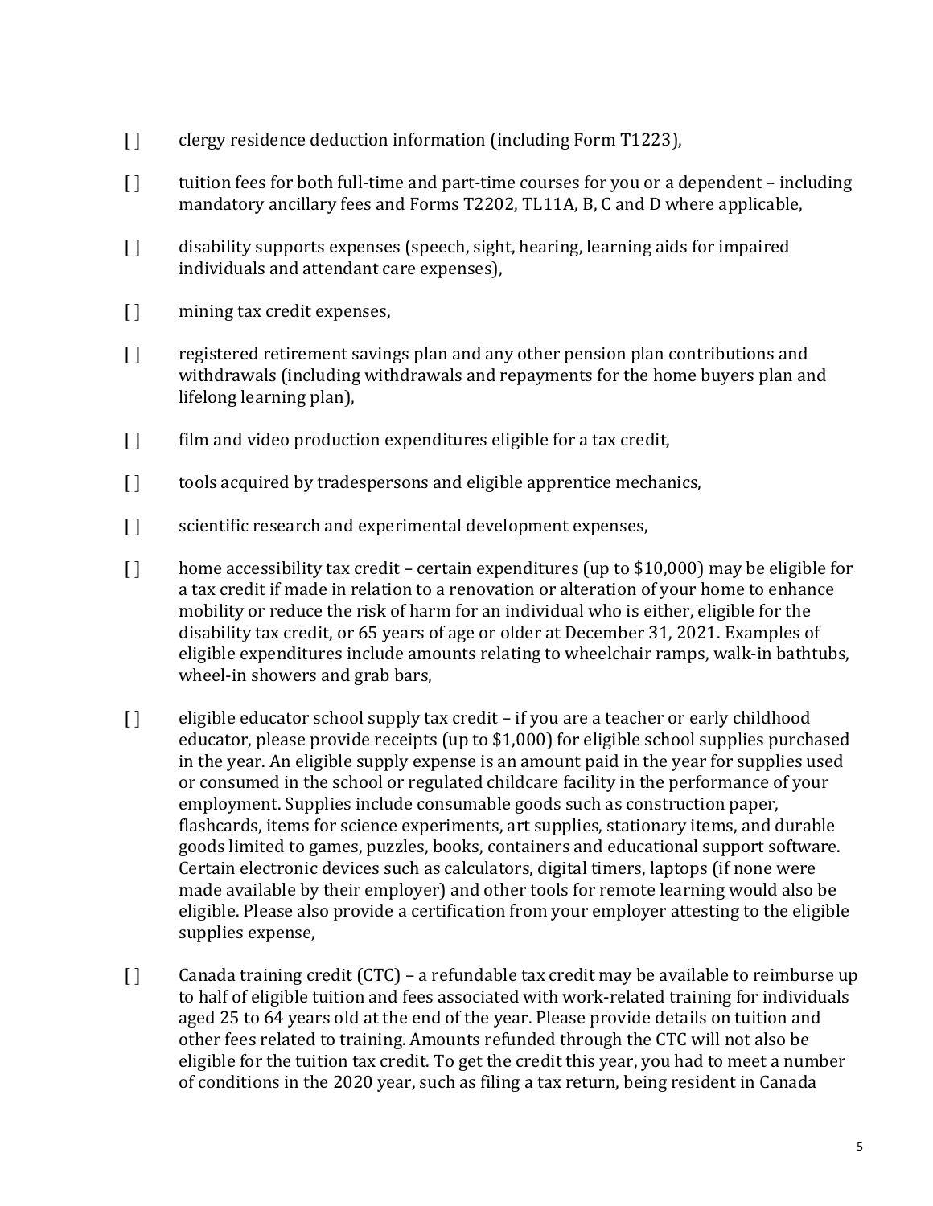[] clergy residence deduction information (including Form T1223),

[] tuition fees for both full-time and part-time courses for you or a dependent – including mandatory ancillary fees and Forms T2202, TL11A, B, C and D where applicable,

[] disability supports expenses (speech, sight, hearing, learning aids for impaired individuals and attendant care expenses),

[] mining tax credit expenses,

[] registered retirement savings plan and any other pension plan contributions and withdrawals (including withdrawals and repayments for the home buyers plan and lifelong learning plan),

[] film and video production expenditures eligible for a tax credit,

[] tools acquired by tradespersons and eligible apprentice mechanics,

[] scientific research and experimental development expenses,

[] home accessibility tax credit – certain expenditures (up to $10,000) may be eligible for a tax credit if made in relation to a renovation or alteration of your home to enhance mobility or reduce the risk of harm for an individual who is either, eligible for the disability tax credit, or 65 years of age or older at December 31, 2021. Examples of eligible expenditures include amounts relating to wheelchair ramps, walk-in bathtubs, wheel-in showers and grab bars,

[] eligible educator school supply tax credit – if you are a teacher or early childhood educator, please provide receipts (up to $1,000) for eligible school supplies purchased in the year. An eligible supply expense is an amount paid in the year for supplies used or consumed in the school or regulated childcare facility in the performance of your employment. Supplies include consumable goods such as construction paper, flashcards, items for science experiments, art supplies, stationary items, and durable goods limited to games, puzzles, books, containers and educational support software. Certain electronic devices such as calculators, digital timers, laptops (if none were made available by their employer) and other tools for remote learning would also be eligible. Please also provide a certification from your employer attesting to the eligible supplies expense,

[] Canada training credit (CTC) – a refundable tax credit may be available to reimburse up to half of eligible tuition and fees associated with work-related training for individuals aged 25 to 64 years old at the end of the year. Please provide details on tuition and other fees related to training. Amounts refunded through the CTC will not also be eligible for the tuition tax credit. To get the credit this year, you had to meet a number of conditions in the 2020 year, such as filing a tax return, being resident in Canada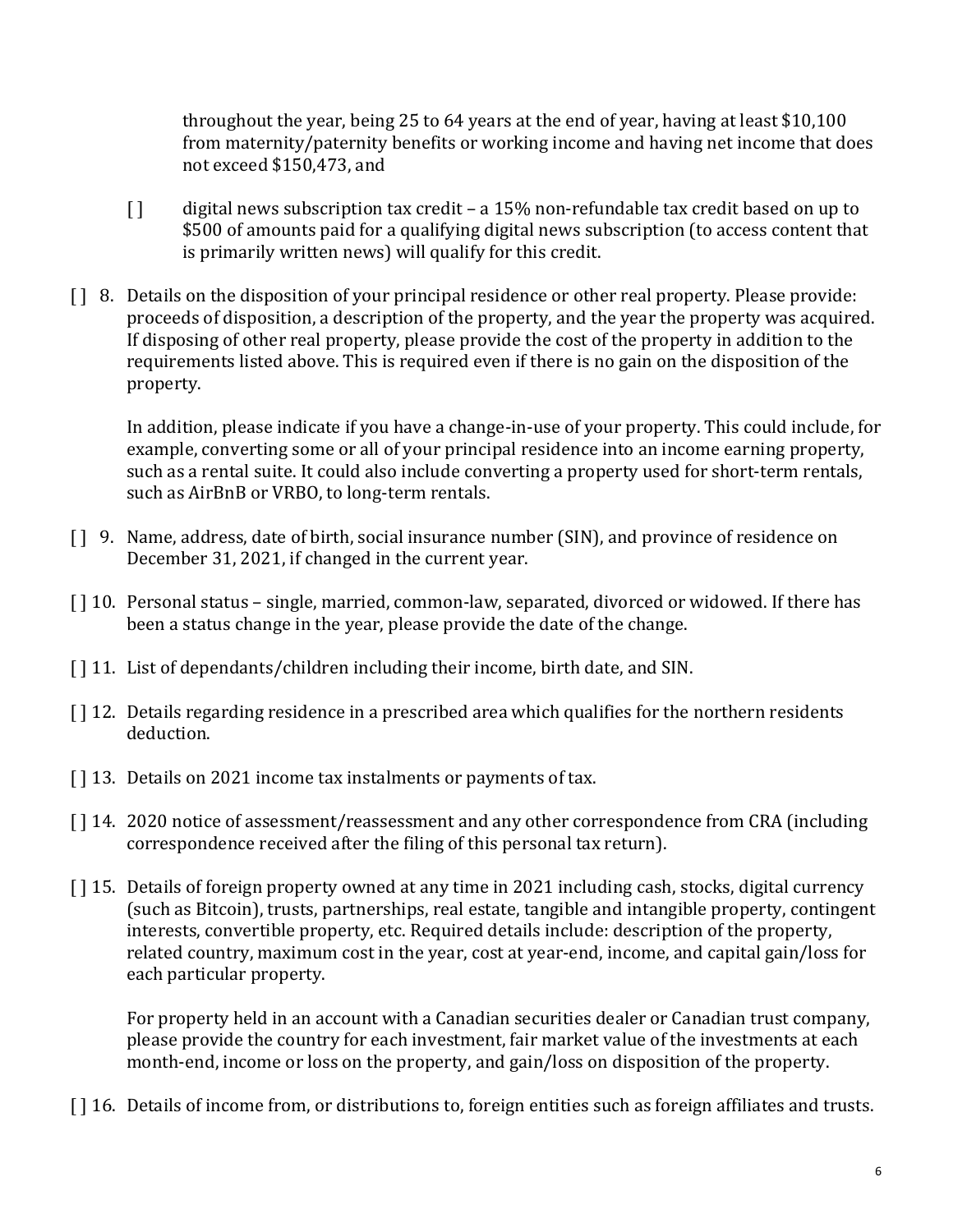throughout the year, being 25 to 64 years at the end of year, having at least $10,100 from maternity/paternity benefits or working income and having net income that does not exceed $150,473, and

[ ] digital news subscription tax credit – a 15% non-refundable tax credit based on up to $500 of amounts paid for a qualifying digital news subscription (to access content that is primarily written news) will qualify for this credit.

[ ] 8. Details on the disposition of your principal residence or other real property. Please provide: proceeds of disposition, a description of the property, and the year the property was acquired. If disposing of other real property, please provide the cost of the property in addition to the requirements listed above. This is required even if there is no gain on the disposition of the property.

In addition, please indicate if you have a change-in-use of your property. This could include, for example, converting some or all of your principal residence into an income earning property, such as a rental suite. It could also include converting a property used for short-term rentals, such as AirBnB or VRBO, to long-term rentals.

[ ] 9. Name, address, date of birth, social insurance number (SIN), and province of residence on December 31, 2021, if changed in the current year.

[ ] 10. Personal status – single, married, common-law, separated, divorced or widowed. If there has been a status change in the year, please provide the date of the change.

[ ] 11. List of dependants/children including their income, birth date, and SIN.

[ ] 12. Details regarding residence in a prescribed area which qualifies for the northern residents deduction.

[ ] 13. Details on 2021 income tax instalments or payments of tax.

[ ] 14. 2020 notice of assessment/reassessment and any other correspondence from CRA (including correspondence received after the filing of this personal tax return).

[ ] 15. Details of foreign property owned at any time in 2021 including cash, stocks, digital currency (such as Bitcoin), trusts, partnerships, real estate, tangible and intangible property, contingent interests, convertible property, etc. Required details include: description of the property, related country, maximum cost in the year, cost at year-end, income, and capital gain/loss for each particular property.

For property held in an account with a Canadian securities dealer or Canadian trust company, please provide the country for each investment, fair market value of the investments at each month-end, income or loss on the property, and gain/loss on disposition of the property.

[ ] 16. Details of income from, or distributions to, foreign entities such as foreign affiliates and trusts.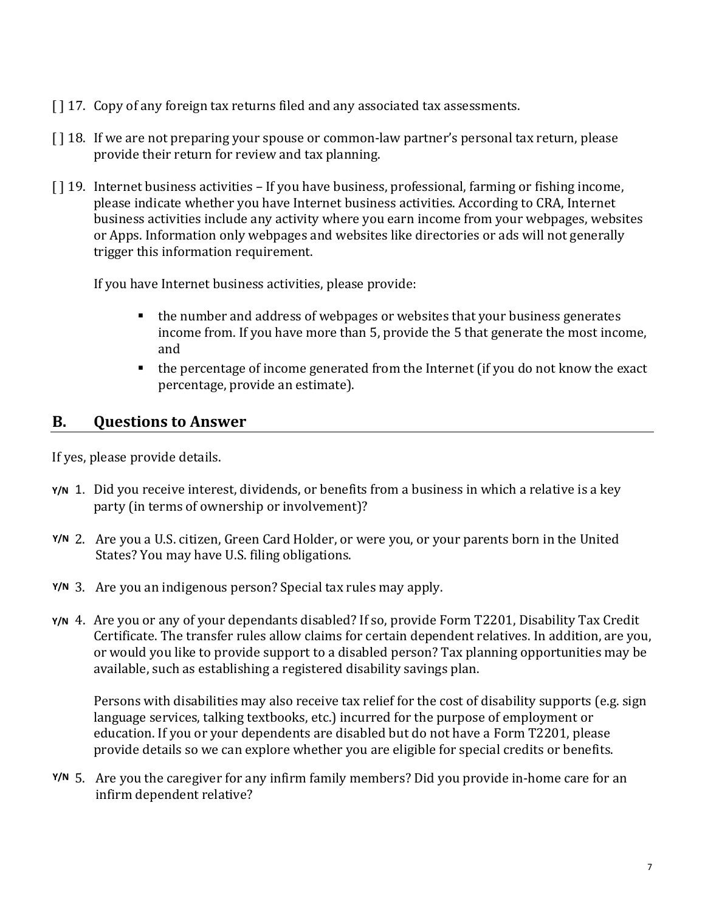[ ] 17. Copy of any foreign tax returns filed and any associated tax assessments.

[ ] 18. If we are not preparing your spouse or common-law partner's personal tax return, please provide their return for review and tax planning.

[ ] 19. Internet business activities – If you have business, professional, farming or fishing income, please indicate whether you have Internet business activities. According to CRA, Internet business activities include any activity where you earn income from your webpages, websites or Apps. Information only webpages and websites like directories or ads will not generally trigger this information requirement.

If you have Internet business activities, please provide:

- the number and address of webpages or websites that your business generates income from. If you have more than 5, provide the 5 that generate the most income, and
- the percentage of income generated from the Internet (if you do not know the exact percentage, provide an estimate).

## B. Questions to Answer

If yes, please provide details.

**Y/N** 1. Did you receive interest, dividends, or benefits from a business in which a relative is a key party (in terms of ownership or involvement)?

**Y/N** 2. Are you a U.S. citizen, Green Card Holder, or were you, or your parents born in the United States? You may have U.S. filing obligations.

**Y/N** 3. Are you an indigenous person? Special tax rules may apply.

**Y/N** 4. Are you or any of your dependants disabled? If so, provide Form T2201, Disability Tax Credit Certificate. The transfer rules allow claims for certain dependent relatives. In addition, are you, or would you like to provide support to a disabled person? Tax planning opportunities may be available, such as establishing a registered disability savings plan.

Persons with disabilities may also receive tax relief for the cost of disability supports (e.g. sign language services, talking textbooks, etc.) incurred for the purpose of employment or education. If you or your dependents are disabled but do not have a Form T2201, please provide details so we can explore whether you are eligible for special credits or benefits.

**Y/N** 5. Are you the caregiver for any infirm family members? Did you provide in-home care for an infirm dependent relative?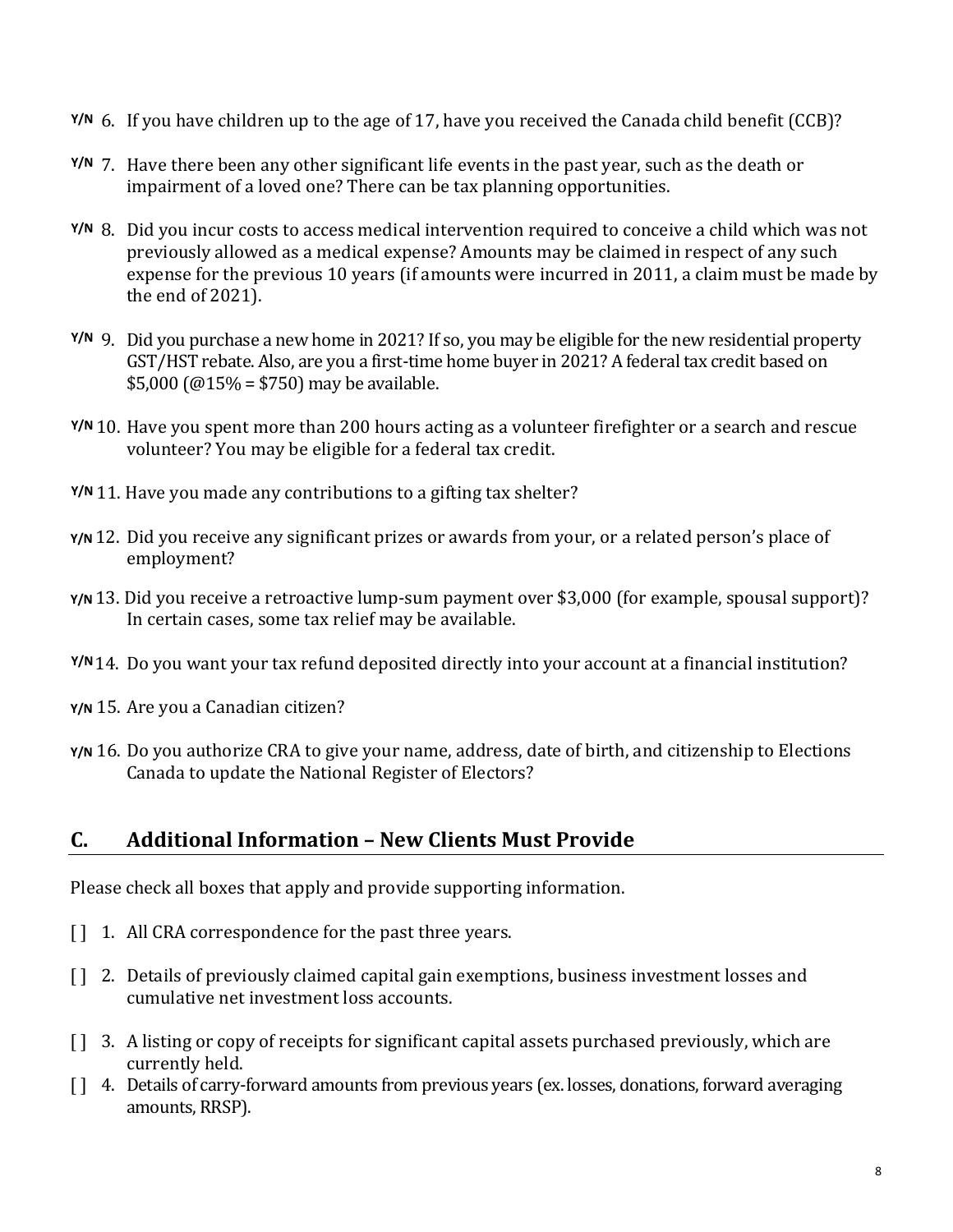Y/N 6. If you have children up to the age of 17, have you received the Canada child benefit (CCB)?

Y/N 7. Have there been any other significant life events in the past year, such as the death or impairment of a loved one? There can be tax planning opportunities.

Y/N 8. Did you incur costs to access medical intervention required to conceive a child which was not previously allowed as a medical expense? Amounts may be claimed in respect of any such expense for the previous 10 years (if amounts were incurred in 2011, a claim must be made by the end of 2021).

Y/N 9. Did you purchase a new home in 2021? If so, you may be eligible for the new residential property GST/HST rebate. Also, are you a first-time home buyer in 2021? A federal tax credit based on $5,000 (@15% = $750) may be available.

Y/N 10. Have you spent more than 200 hours acting as a volunteer firefighter or a search and rescue volunteer? You may be eligible for a federal tax credit.

Y/N 11. Have you made any contributions to a gifting tax shelter?

Y/N 12. Did you receive any significant prizes or awards from your, or a related person's place of employment?

Y/N 13. Did you receive a retroactive lump-sum payment over $3,000 (for example, spousal support)? In certain cases, some tax relief may be available.

Y/N 14. Do you want your tax refund deposited directly into your account at a financial institution?

Y/N 15. Are you a Canadian citizen?

Y/N 16. Do you authorize CRA to give your name, address, date of birth, and citizenship to Elections Canada to update the National Register of Electors?

## C. Additional Information – New Clients Must Provide

Please check all boxes that apply and provide supporting information.

[ ] 1. All CRA correspondence for the past three years.

[ ] 2. Details of previously claimed capital gain exemptions, business investment losses and cumulative net investment loss accounts.

[ ] 3. A listing or copy of receipts for significant capital assets purchased previously, which are currently held.

[ ] 4. Details of carry-forward amounts from previous years (ex. losses, donations, forward averaging amounts, RRSP).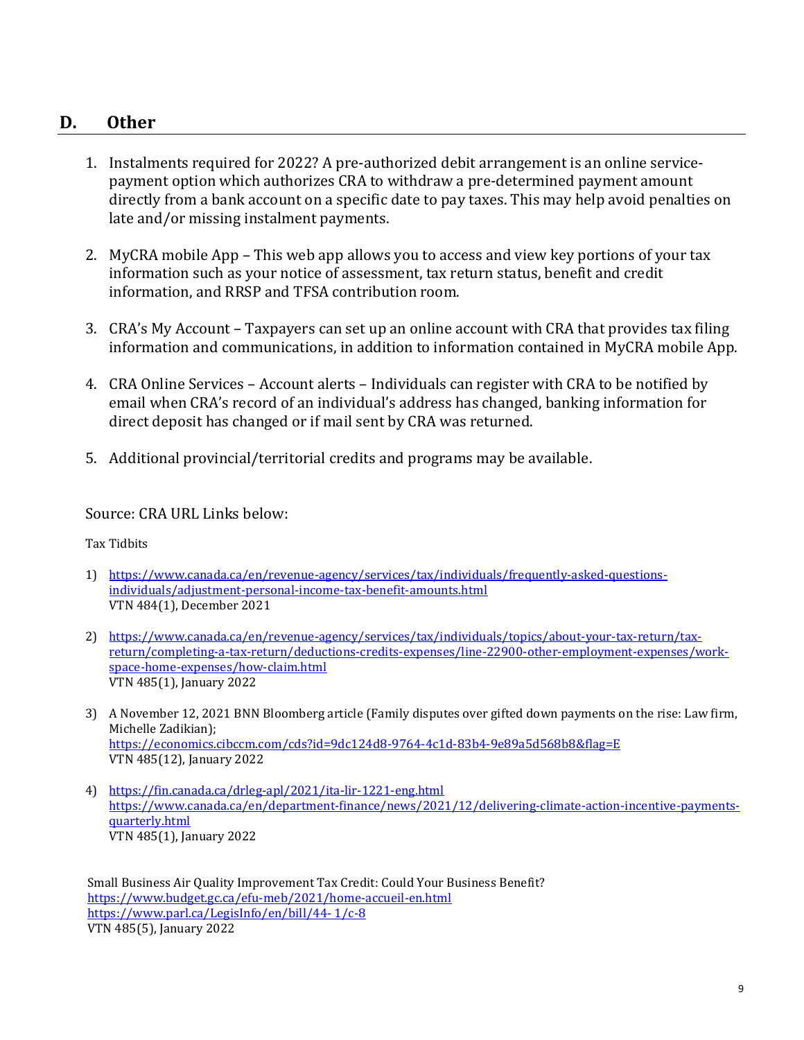## D. Other

1. Instalments required for 2022? A pre-authorized debit arrangement is an online service-payment option which authorizes CRA to withdraw a pre-determined payment amount directly from a bank account on a specific date to pay taxes. This may help avoid penalties on late and/or missing instalment payments.

2. MyCRA mobile App – This web app allows you to access and view key portions of your tax information such as your notice of assessment, tax return status, benefit and credit information, and RRSP and TFSA contribution room.

3. CRA's My Account – Taxpayers can set up an online account with CRA that provides tax filing information and communications, in addition to information contained in MyCRA mobile App.

4. CRA Online Services – Account alerts – Individuals can register with CRA to be notified by email when CRA's record of an individual's address has changed, banking information for direct deposit has changed or if mail sent by CRA was returned.

5. Additional provincial/territorial credits and programs may be available.

Source: CRA URL Links below:

Tax Tidbits

1) https://www.canada.ca/en/revenue-agency/services/tax/individuals/frequently-asked-questions-individuals/adjustment-personal-income-tax-benefit-amounts.html
   VTN 484(1), December 2021

2) https://www.canada.ca/en/revenue-agency/services/tax/individuals/topics/about-your-tax-return/tax-return/completing-a-tax-return/deductions-credits-expenses/line-22900-other-employment-expenses/work-space-home-expenses/how-claim.html
   VTN 485(1), January 2022

3) A November 12, 2021 BNN Bloomberg article (Family disputes over gifted down payments on the rise: Law firm, Michelle Zadikian);
   https://economics.cibccm.com/cds?id=9dc124d8-9764-4c1d-83b4-9e89a5d568b8&flag=E
   VTN 485(12), January 2022

4) https://fin.canada.ca/drleg-apl/2021/ita-lir-1221-eng.html
   https://www.canada.ca/en/department-finance/news/2021/12/delivering-climate-action-incentive-payments-quarterly.html
   VTN 485(1), January 2022

Small Business Air Quality Improvement Tax Credit: Could Your Business Benefit?
https://www.budget.gc.ca/efu-meb/2021/home-accueil-en.html
https://www.parl.ca/LegisInfo/en/bill/44-1/c-8
VTN 485(5), January 2022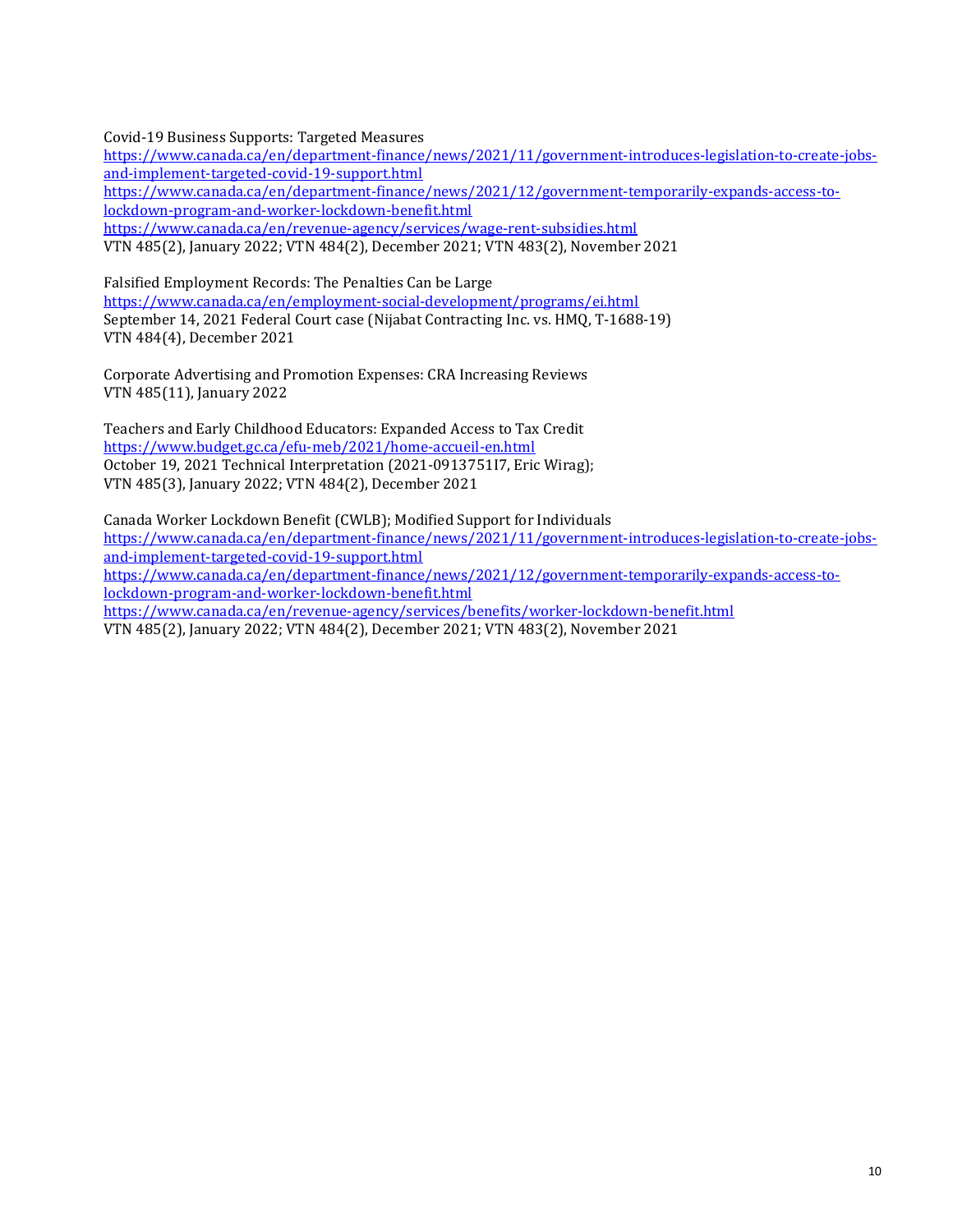Covid-19 Business Supports: Targeted Measures
https://www.canada.ca/en/department-finance/news/2021/11/government-introduces-legislation-to-create-jobs-and-implement-targeted-covid-19-support.html
https://www.canada.ca/en/department-finance/news/2021/12/government-temporarily-expands-access-to-lockdown-program-and-worker-lockdown-benefit.html
https://www.canada.ca/en/revenue-agency/services/wage-rent-subsidies.html
VTN 485(2), January 2022; VTN 484(2), December 2021; VTN 483(2), November 2021

Falsified Employment Records: The Penalties Can be Large
https://www.canada.ca/en/employment-social-development/programs/ei.html
September 14, 2021 Federal Court case (Nijabat Contracting Inc. vs. HMQ, T-1688-19)
VTN 484(4), December 2021

Corporate Advertising and Promotion Expenses: CRA Increasing Reviews
VTN 485(11), January 2022

Teachers and Early Childhood Educators: Expanded Access to Tax Credit
https://www.budget.gc.ca/efu-meb/2021/home-accueil-en.html
October 19, 2021 Technical Interpretation (2021-0913751I7, Eric Wirag);
VTN 485(3), January 2022; VTN 484(2), December 2021

Canada Worker Lockdown Benefit (CWLB); Modified Support for Individuals
https://www.canada.ca/en/department-finance/news/2021/11/government-introduces-legislation-to-create-jobs-and-implement-targeted-covid-19-support.html
https://www.canada.ca/en/department-finance/news/2021/12/government-temporarily-expands-access-to-lockdown-program-and-worker-lockdown-benefit.html
https://www.canada.ca/en/revenue-agency/services/benefits/worker-lockdown-benefit.html
VTN 485(2), January 2022; VTN 484(2), December 2021; VTN 483(2), November 2021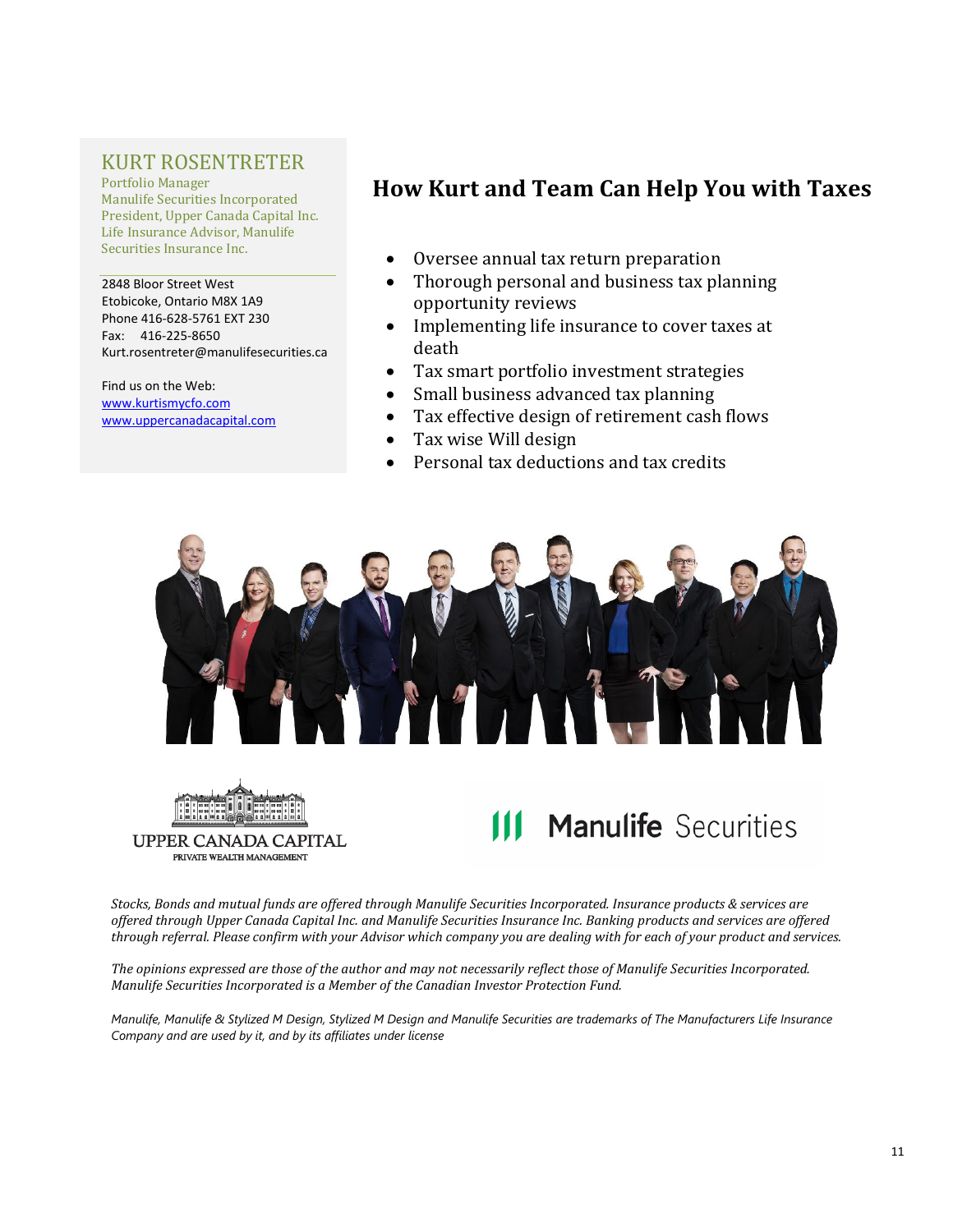## KURT ROSENTRETER

Portfolio Manager
Manulife Securities Incorporated
President, Upper Canada Capital Inc.
Life Insurance Advisor, Manulife Securities Insurance Inc.

2848 Bloor Street West
Etobicoke, Ontario M8X 1A9
Phone 416-628-5761 EXT 230
Fax: 416-225-8650
Kurt.rosentreter@manulifesecurities.ca

Find us on the Web:
www.kurtismycfo.com
www.uppercanadacapital.com

# How Kurt and Team Can Help You with Taxes

- Oversee annual tax return preparation
- Thorough personal and business tax planning opportunity reviews
- Implementing life insurance to cover taxes at death
- Tax smart portfolio investment strategies
- Small business advanced tax planning
- Tax effective design of retirement cash flows
- Tax wise Will design
- Personal tax deductions and tax credits

UPPER CANADA CAPITAL
PRIVATE WEALTH MANAGEMENT

Manulife Securities

*Stocks, Bonds and mutual funds are offered through Manulife Securities Incorporated. Insurance products & services are offered through Upper Canada Capital Inc. and Manulife Securities Insurance Inc. Banking products and services are offered through referral. Please confirm with your Advisor which company you are dealing with for each of your product and services.*

*The opinions expressed are those of the author and may not necessarily reflect those of Manulife Securities Incorporated. Manulife Securities Incorporated is a Member of the Canadian Investor Protection Fund.*

*Manulife, Manulife & Stylized M Design, Stylized M Design and Manulife Securities are trademarks of The Manufacturers Life Insurance Company and are used by it, and by its affiliates under license*